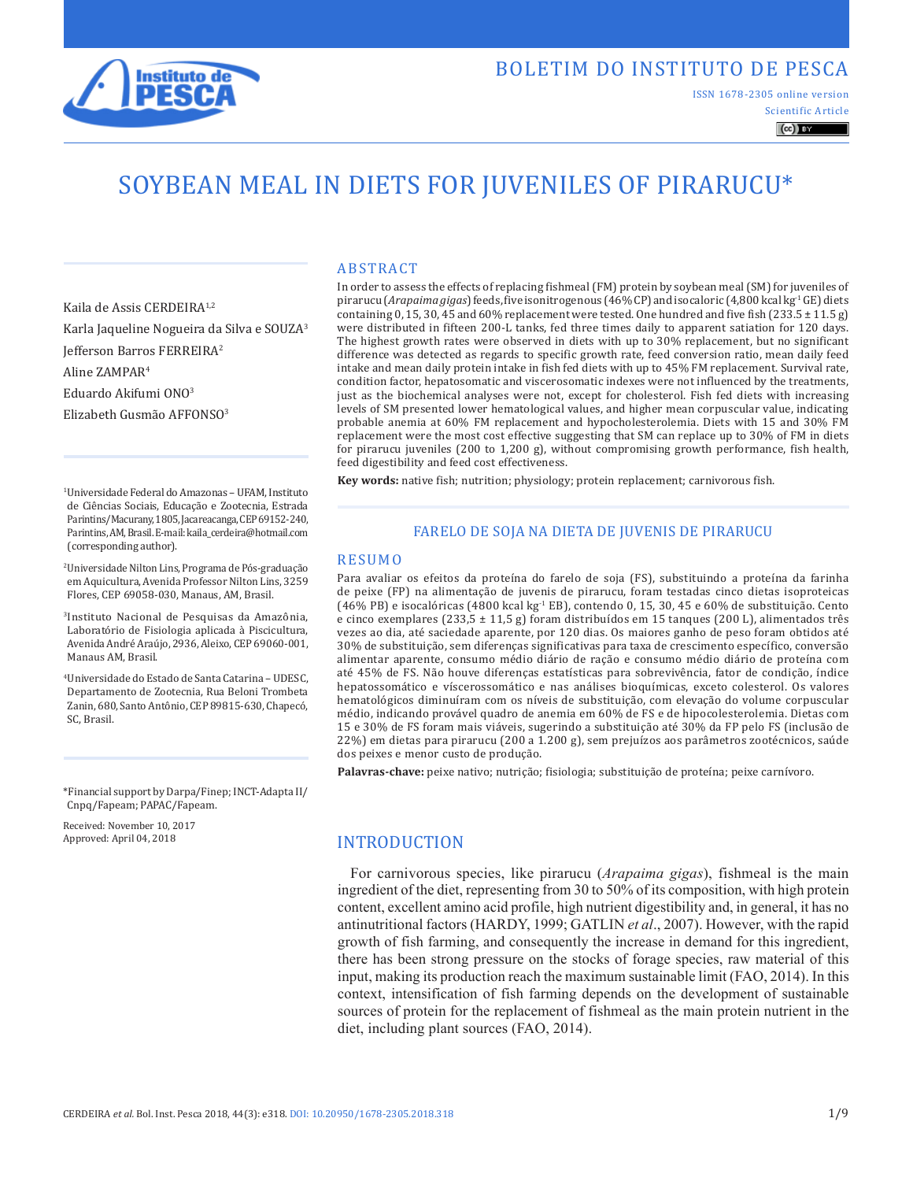BOLETIM DO INSTITUTO DE PESCA

ISSN 1678-2305 online version

Scientific Article

# SOYBEAN MEAL IN DIETS FOR JUVENILES OF PIRARUCU*

Kaila de Assis CERDEIRA[1,2]
Karla Jaqueline Nogueira da Silva e SOUZA[3]
Jefferson Barros FERREIRA[2]
Aline ZAMPAR[4]
Eduardo Akifumi ONO[3]
Elizabeth Gusmão AFFONSO[3]

[1]Universidade Federal do Amazonas – UFAM, Instituto de Ciências Sociais, Educação e Zootecnia, Estrada Parintins/Macurany, 1805, Jacareacanga, CEP 69152-240, Parintins, AM, Brasil. E-mail: kaila_cerdeira@hotmail.com (corresponding author).

[2]Universidade Nilton Lins, Programa de Pós-graduação em Aquicultura, Avenida Professor Nilton Lins, 3259 Flores, CEP 69058-030, Manaus, AM, Brasil.

[3]Instituto Nacional de Pesquisas da Amazônia, Laboratório de Fisiologia aplicada à Piscicultura, Avenida André Araújo, 2936, Aleixo, CEP 69060-001, Manaus AM, Brasil.

[4]Universidade do Estado de Santa Catarina – UDESC, Departamento de Zootecnia, Rua Beloni Trombeta Zanin, 680, Santo Antônio, CEP 89815-630, Chapecó, SC, Brasil.

*Financial support by Darpa/Finep; INCT-Adapta II/Cnpq/Fapeam; PAPAC/Fapeam.

Received: November 10, 2017
Approved: April 04, 2018

## ABSTRACT

In order to assess the effects of replacing fishmeal (FM) protein by soybean meal (SM) for juveniles of pirarucu (*Arapaima gigas*) feeds, five isonitrogenous (46% CP) and isocaloric (4,800 kcal kg$^{-1}$ GE) diets containing 0, 15, 30, 45 and 60% replacement were tested. One hundred and five fish (233.5 ± 11.5 g) were distributed in fifteen 200-L tanks, fed three times daily to apparent satiation for 120 days. The highest growth rates were observed in diets with up to 30% replacement, but no significant difference was detected as regards to specific growth rate, feed conversion ratio, mean daily feed intake and mean daily protein intake in fish fed diets with up to 45% FM replacement. Survival rate, condition factor, hepatosomatic and viscerosomatic indexes were not influenced by the treatments, just as the biochemical analyses were not, except for cholesterol. Fish fed diets with increasing levels of SM presented lower hematological values, and higher mean corpuscular value, indicating probable anemia at 60% FM replacement and hypocholesterolemia. Diets with 15 and 30% FM replacement were the most cost effective suggesting that SM can replace up to 30% of FM in diets for pirarucu juveniles (200 to 1,200 g), without compromising growth performance, fish health, feed digestibility and feed cost effectiveness.

**Key words:** native fish; nutrition; physiology; protein replacement; carnivorous fish.

## FARELO DE SOJA NA DIETA DE JUVENIS DE PIRARUCU

## RESUMO

Para avaliar os efeitos da proteína do farelo de soja (FS), substituindo a proteína da farinha de peixe (FP) na alimentação de juvenis de pirarucu, foram testadas cinco dietas isoproteicas (46% PB) e isocalóricas (4800 kcal kg$^{-1}$ EB), contendo 0, 15, 30, 45 e 60% de substituição. Cento e cinco exemplares (233,5 ± 11,5 g) foram distribuídos em 15 tanques (200 L), alimentados três vezes ao dia, até saciedade aparente, por 120 dias. Os maiores ganho de peso foram obtidos até 30% de substituição, sem diferenças significativas para taxa de crescimento específico, conversão alimentar aparente, consumo médio diário de ração e consumo médio diário de proteína com até 45% de FS. Não houve diferenças estatísticas para sobrevivência, fator de condição, índice hepatossomático e víscerossomático e nas análises bioquímicas, exceto colesterol. Os valores hematológicos diminuíram com os níveis de substituição, com elevação do volume corpuscular médio, indicando provável quadro de anemia em 60% de FS e de hipocolesterolemia. Dietas com 15 e 30% de FS foram mais viáveis, sugerindo a substituição até 30% da FP pelo FS (inclusão de 22%) em dietas para pirarucu (200 a 1.200 g), sem prejuízos aos parâmetros zootécnicos, saúde dos peixes e menor custo de produção.

**Palavras-chave:** peixe nativo; nutrição; fisiologia; substituição de proteína; peixe carnívoro.

## INTRODUCTION

For carnivorous species, like pirarucu (*Arapaima gigas*), fishmeal is the main ingredient of the diet, representing from 30 to 50% of its composition, with high protein content, excellent amino acid profile, high nutrient digestibility and, in general, it has no antinutritional factors (HARDY, 1999; GATLIN *et al*., 2007). However, with the rapid growth of fish farming, and consequently the increase in demand for this ingredient, there has been strong pressure on the stocks of forage species, raw material of this input, making its production reach the maximum sustainable limit (FAO, 2014). In this context, intensification of fish farming depends on the development of sustainable sources of protein for the replacement of fishmeal as the main protein nutrient in the diet, including plant sources (FAO, 2014).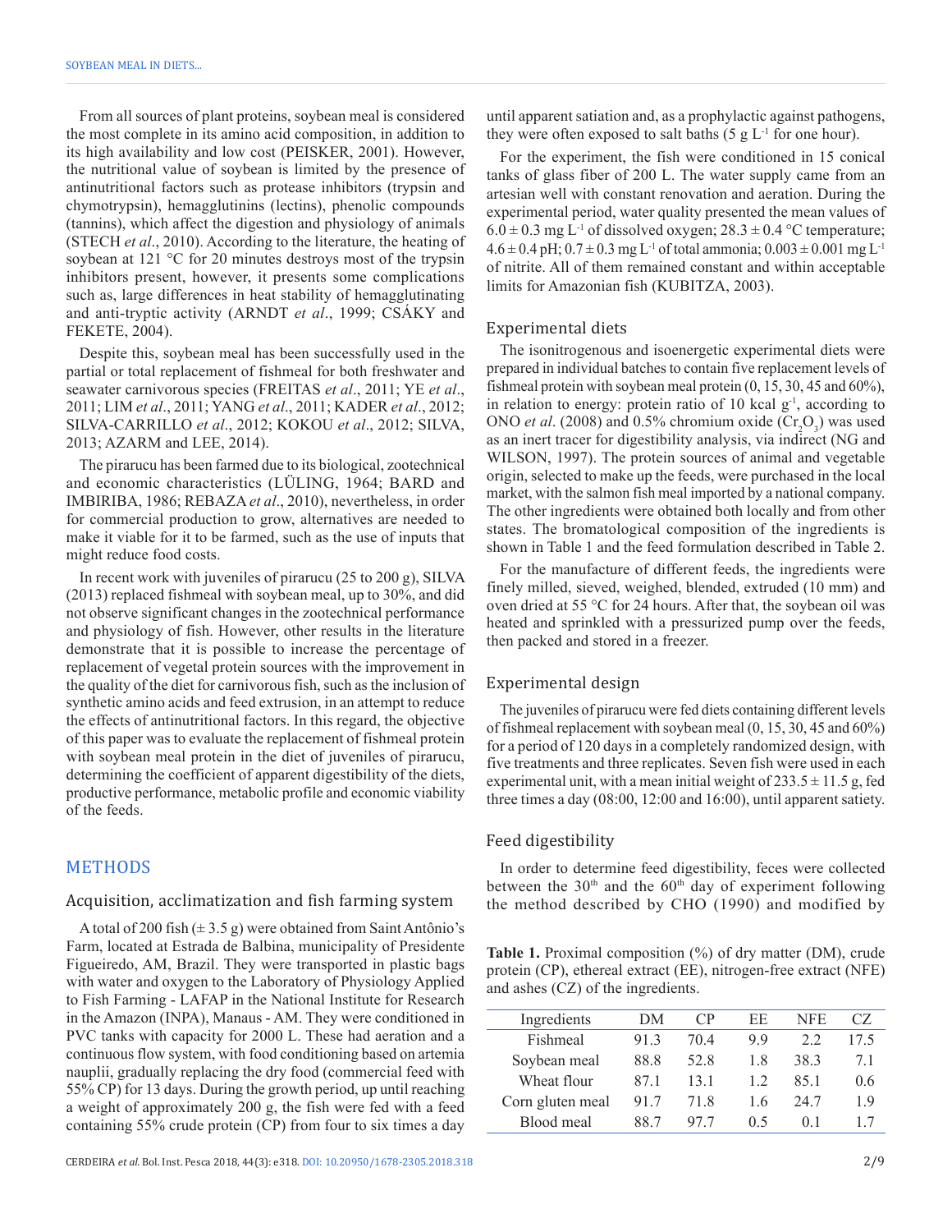From all sources of plant proteins, soybean meal is considered the most complete in its amino acid composition, in addition to its high availability and low cost (PEISKER, 2001). However, the nutritional value of soybean is limited by the presence of antinutritional factors such as protease inhibitors (trypsin and chymotrypsin), hemagglutinins (lectins), phenolic compounds (tannins), which affect the digestion and physiology of animals (STECH *et al*., 2010). According to the literature, the heating of soybean at 121 °C for 20 minutes destroys most of the trypsin inhibitors present, however, it presents some complications such as, large differences in heat stability of hemagglutinating and anti-tryptic activity (ARNDT *et al*., 1999; CSÁKY and FEKETE, 2004).

Despite this, soybean meal has been successfully used in the partial or total replacement of fishmeal for both freshwater and seawater carnivorous species (FREITAS *et al*., 2011; YE *et al*., 2011; LIM *et al*., 2011; YANG *et al*., 2011; KADER *et al*., 2012; SILVA-CARRILLO *et al*., 2012; KOKOU *et al*., 2012; SILVA, 2013; AZARM and LEE, 2014).

The pirarucu has been farmed due to its biological, zootechnical and economic characteristics (LÜLING, 1964; BARD and IMBIRIBA, 1986; REBAZA *et al*., 2010), nevertheless, in order for commercial production to grow, alternatives are needed to make it viable for it to be farmed, such as the use of inputs that might reduce food costs.

In recent work with juveniles of pirarucu (25 to 200 g), SILVA (2013) replaced fishmeal with soybean meal, up to 30%, and did not observe significant changes in the zootechnical performance and physiology of fish. However, other results in the literature demonstrate that it is possible to increase the percentage of replacement of vegetal protein sources with the improvement in the quality of the diet for carnivorous fish, such as the inclusion of synthetic amino acids and feed extrusion, in an attempt to reduce the effects of antinutritional factors. In this regard, the objective of this paper was to evaluate the replacement of fishmeal protein with soybean meal protein in the diet of juveniles of pirarucu, determining the coefficient of apparent digestibility of the diets, productive performance, metabolic profile and economic viability of the feeds.

## METHODS

### Acquisition, acclimatization and fish farming system

A total of 200 fish (± 3.5 g) were obtained from Saint Antônio's Farm, located at Estrada de Balbina, municipality of Presidente Figueiredo, AM, Brazil. They were transported in plastic bags with water and oxygen to the Laboratory of Physiology Applied to Fish Farming - LAFAP in the National Institute for Research in the Amazon (INPA), Manaus - AM. They were conditioned in PVC tanks with capacity for 2000 L. These had aeration and a continuous flow system, with food conditioning based on artemia nauplii, gradually replacing the dry food (commercial feed with 55% CP) for 13 days. During the growth period, up until reaching a weight of approximately 200 g, the fish were fed with a feed containing 55% crude protein (CP) from four to six times a day until apparent satiation and, as a prophylactic against pathogens, they were often exposed to salt baths (5 g $L^{-1}$ for one hour).

For the experiment, the fish were conditioned in 15 conical tanks of glass fiber of 200 L. The water supply came from an artesian well with constant renovation and aeration. During the experimental period, water quality presented the mean values of 6.0 ± 0.3 mg $L^{-1}$ of dissolved oxygen; 28.3 ± 0.4 °C temperature; 4.6 ± 0.4 pH; 0.7 ± 0.3 mg $L^{-1}$ of total ammonia; 0.003 ± 0.001 mg $L^{-1}$ of nitrite. All of them remained constant and within acceptable limits for Amazonian fish (KUBITZA, 2003).

### Experimental diets

The isonitrogenous and isoenergetic experimental diets were prepared in individual batches to contain five replacement levels of fishmeal protein with soybean meal protein (0, 15, 30, 45 and 60%), in relation to energy: protein ratio of 10 kcal $g^{-1}$, according to ONO *et al*. (2008) and 0.5% chromium oxide ($Cr_2O_3$) was used as an inert tracer for digestibility analysis, via indirect (NG and WILSON, 1997). The protein sources of animal and vegetable origin, selected to make up the feeds, were purchased in the local market, with the salmon fish meal imported by a national company. The other ingredients were obtained both locally and from other states. The bromatological composition of the ingredients is shown in Table 1 and the feed formulation described in Table 2.

For the manufacture of different feeds, the ingredients were finely milled, sieved, weighed, blended, extruded (10 mm) and oven dried at 55 °C for 24 hours. After that, the soybean oil was heated and sprinkled with a pressurized pump over the feeds, then packed and stored in a freezer.

### Experimental design

The juveniles of pirarucu were fed diets containing different levels of fishmeal replacement with soybean meal (0, 15, 30, 45 and 60%) for a period of 120 days in a completely randomized design, with five treatments and three replicates. Seven fish were used in each experimental unit, with a mean initial weight of 233.5 ± 11.5 g, fed three times a day (08:00, 12:00 and 16:00), until apparent satiety.

### Feed digestibility

In order to determine feed digestibility, feces were collected between the 30[th] and the 60[th] day of experiment following the method described by CHO (1990) and modified by

**Table 1.** Proximal composition (%) of dry matter (DM), crude protein (CP), ethereal extract (EE), nitrogen-free extract (NFE) and ashes (CZ) of the ingredients.

| Ingredients | DM | CP | EE | NFE | CZ |
|---|---|---|---|---|---|
| Fishmeal | 91.3 | 70.4 | 9.9 | 2.2 | 17.5 |
| Soybean meal | 88.8 | 52.8 | 1.8 | 38.3 | 7.1 |
| Wheat flour | 87.1 | 13.1 | 1.2 | 85.1 | 0.6 |
| Corn gluten meal | 91.7 | 71.8 | 1.6 | 24.7 | 1.9 |
| Blood meal | 88.7 | 97.7 | 0.5 | 0.1 | 1.7 |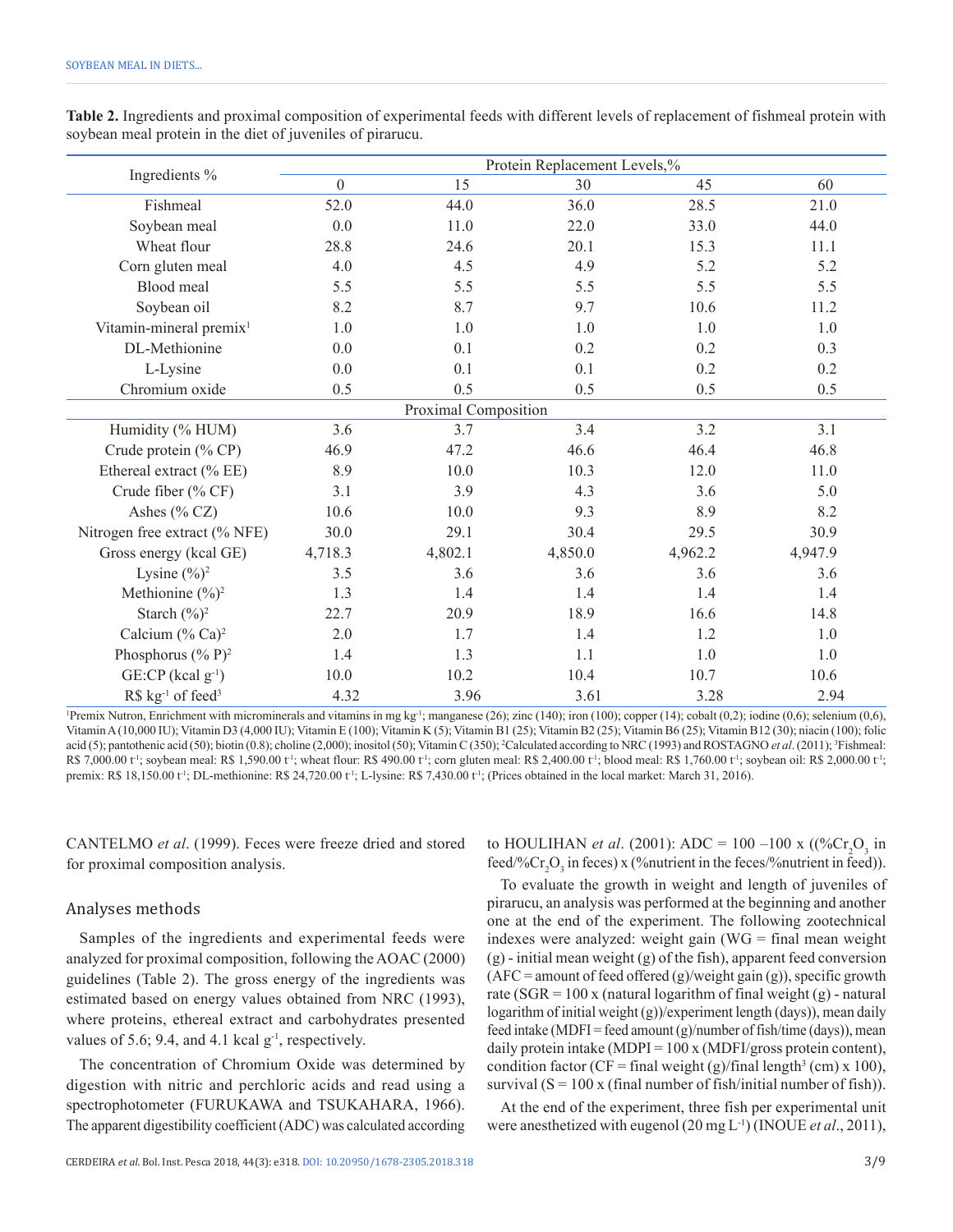**Table 2.** Ingredients and proximal composition of experimental feeds with different levels of replacement of fishmeal protein with soybean meal protein in the diet of juveniles of pirarucu.

| Ingredients % | Protein Replacement Levels,% | | | | |
|---|---|---|---|---|---|
| | 0 | 15 | 30 | 45 | 60 |
| Fishmeal | 52.0 | 44.0 | 36.0 | 28.5 | 21.0 |
| Soybean meal | 0.0 | 11.0 | 22.0 | 33.0 | 44.0 |
| Wheat flour | 28.8 | 24.6 | 20.1 | 15.3 | 11.1 |
| Corn gluten meal | 4.0 | 4.5 | 4.9 | 5.2 | 5.2 |
| Blood meal | 5.5 | 5.5 | 5.5 | 5.5 | 5.5 |
| Soybean oil | 8.2 | 8.7 | 9.7 | 10.6 | 11.2 |
| Vitamin-mineral premix[1] | 1.0 | 1.0 | 1.0 | 1.0 | 1.0 |
| DL-Methionine | 0.0 | 0.1 | 0.2 | 0.2 | 0.3 |
| L-Lysine | 0.0 | 0.1 | 0.1 | 0.2 | 0.2 |
| Chromium oxide | 0.5 | 0.5 | 0.5 | 0.5 | 0.5 |
| Proximal Composition | | | | | |
| Humidity (% HUM) | 3.6 | 3.7 | 3.4 | 3.2 | 3.1 |
| Crude protein (% CP) | 46.9 | 47.2 | 46.6 | 46.4 | 46.8 |
| Ethereal extract (% EE) | 8.9 | 10.0 | 10.3 | 12.0 | 11.0 |
| Crude fiber (% CF) | 3.1 | 3.9 | 4.3 | 3.6 | 5.0 |
| Ashes (% CZ) | 10.6 | 10.0 | 9.3 | 8.9 | 8.2 |
| Nitrogen free extract (% NFE) | 30.0 | 29.1 | 30.4 | 29.5 | 30.9 |
| Gross energy (kcal GE) | 4,718.3 | 4,802.1 | 4,850.0 | 4,962.2 | 4,947.9 |
| Lysine (%)[2] | 3.5 | 3.6 | 3.6 | 3.6 | 3.6 |
| Methionine (%)[2] | 1.3 | 1.4 | 1.4 | 1.4 | 1.4 |
| Starch (%)[2] | 22.7 | 20.9 | 18.9 | 16.6 | 14.8 |
| Calcium (% Ca)[2] | 2.0 | 1.7 | 1.4 | 1.2 | 1.0 |
| Phosphorus (% P)[2] | 1.4 | 1.3 | 1.1 | 1.0 | 1.0 |
| GE:CP (kcal $g^{-1}$) | 10.0 | 10.2 | 10.4 | 10.7 | 10.6 |
| R$ $kg^{-1}$ of feed[3] | 4.32 | 3.96 | 3.61 | 3.28 | 2.94 |

[1]Premix Nutron, Enrichment with microminerals and vitamins in mg $kg^{-1}$; manganese (26); zinc (140); iron (100); copper (14); cobalt (0,2); iodine (0,6); selenium (0,6), Vitamin A (10,000 IU); Vitamin D3 (4,000 IU); Vitamin E (100); Vitamin K (5); Vitamin B1 (25); Vitamin B2 (25); Vitamin B6 (25); Vitamin B12 (30); niacin (100); folic acid (5); pantothenic acid (50); biotin (0.8); choline (2,000); inositol (50); Vitamin C (350); [2]Calculated according to NRC (1993) and ROSTAGNO *et al*. (2011); [3]Fishmeal: R$ 7,000.00 $t^{-1}$; soybean meal: R$ 1,590.00 $t^{-1}$; wheat flour: R$ 490.00 $t^{-1}$; corn gluten meal: R$ 2,400.00 $t^{-1}$; blood meal: R$ 1,760.00 $t^{-1}$; soybean oil: R$ 2,000.00 $t^{-1}$; premix: R$ 18,150.00 $t^{-1}$; DL-methionine: R$ 24,720.00 $t^{-1}$; L-lysine: R$ 7,430.00 $t^{-1}$; (Prices obtained in the local market: March 31, 2016).

CANTELMO *et al*. (1999). Feces were freeze dried and stored for proximal composition analysis.

## Analyses methods

Samples of the ingredients and experimental feeds were analyzed for proximal composition, following the AOAC (2000) guidelines (Table 2). The gross energy of the ingredients was estimated based on energy values obtained from NRC (1993), where proteins, ethereal extract and carbohydrates presented values of 5.6; 9.4, and 4.1 kcal $g^{-1}$, respectively.

The concentration of Chromium Oxide was determined by digestion with nitric and perchloric acids and read using a spectrophotometer (FURUKAWA and TSUKAHARA, 1966). The apparent digestibility coefficient (ADC) was calculated according to HOULIHAN *et al*. (2001): ADC = 100 –100 x ((%$Cr_2O_3$ in feed/%$Cr_2O_3$ in feces) x (%nutrient in the feces/%nutrient in feed)).

To evaluate the growth in weight and length of juveniles of pirarucu, an analysis was performed at the beginning and another one at the end of the experiment. The following zootechnical indexes were analyzed: weight gain (WG = final mean weight (g) - initial mean weight (g) of the fish), apparent feed conversion (AFC = amount of feed offered (g)/weight gain (g)), specific growth rate (SGR = 100 x (natural logarithm of final weight (g) - natural logarithm of initial weight (g))/experiment length (days)), mean daily feed intake (MDFI = feed amount (g)/number of fish/time (days)), mean daily protein intake (MDPI = 100 x (MDFI/gross protein content), condition factor (CF = final weight (g)/final length$^3$ (cm) x 100), survival (S = 100 x (final number of fish/initial number of fish)).

At the end of the experiment, three fish per experimental unit were anesthetized with eugenol (20 mg $L^{-1}$) (INOUE *et al*., 2011),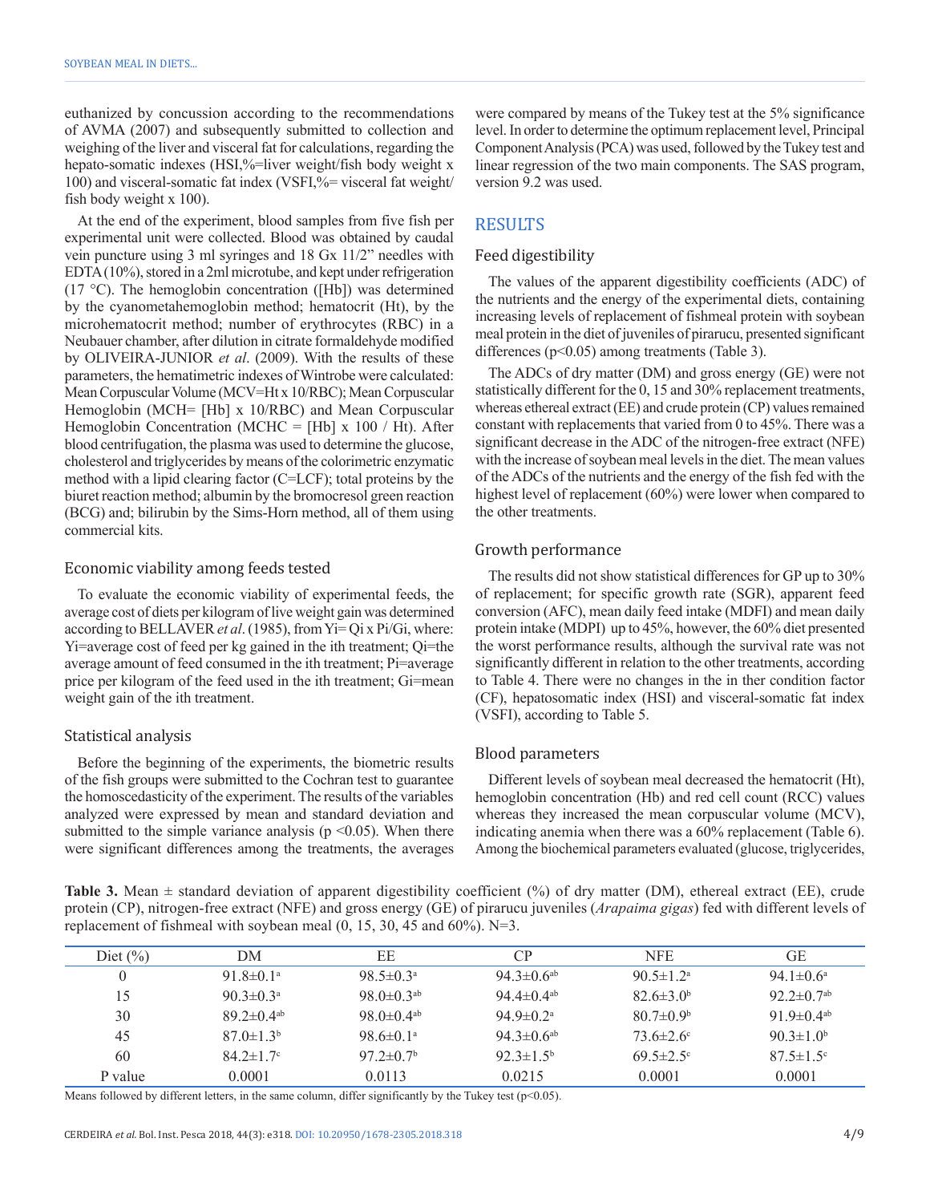euthanized by concussion according to the recommendations of AVMA (2007) and subsequently submitted to collection and weighing of the liver and visceral fat for calculations, regarding the hepato-somatic indexes (HSI,%=liver weight/fish body weight x 100) and visceral-somatic fat index (VSFI,%= visceral fat weight/ fish body weight x 100).

At the end of the experiment, blood samples from five fish per experimental unit were collected. Blood was obtained by caudal vein puncture using 3 ml syringes and 18 Gx 11/2" needles with EDTA (10%), stored in a 2ml microtube, and kept under refrigeration (17 °C). The hemoglobin concentration ([Hb]) was determined by the cyanometahemoglobin method; hematocrit (Ht), by the microhematocrit method; number of erythrocytes (RBC) in a Neubauer chamber, after dilution in citrate formaldehyde modified by OLIVEIRA-JUNIOR *et al*. (2009). With the results of these parameters, the hematimetric indexes of Wintrobe were calculated: Mean Corpuscular Volume (MCV=Ht x 10/RBC); Mean Corpuscular Hemoglobin (MCH= [Hb] x 10/RBC) and Mean Corpuscular Hemoglobin Concentration (MCHC = [Hb] x 100 / Ht). After blood centrifugation, the plasma was used to determine the glucose, cholesterol and triglycerides by means of the colorimetric enzymatic method with a lipid clearing factor (C=LCF); total proteins by the biuret reaction method; albumin by the bromocresol green reaction (BCG) and; bilirubin by the Sims-Horn method, all of them using commercial kits.

### Economic viability among feeds tested

To evaluate the economic viability of experimental feeds, the average cost of diets per kilogram of live weight gain was determined according to BELLAVER *et al*. (1985), from Yi= Qi x Pi/Gi, where: Yi=average cost of feed per kg gained in the ith treatment; Qi=the average amount of feed consumed in the ith treatment; Pi=average price per kilogram of the feed used in the ith treatment; Gi=mean weight gain of the ith treatment.

### Statistical analysis

Before the beginning of the experiments, the biometric results of the fish groups were submitted to the Cochran test to guarantee the homoscedasticity of the experiment. The results of the variables analyzed were expressed by mean and standard deviation and submitted to the simple variance analysis ($p < 0.05$). When there were significant differences among the treatments, the averages were compared by means of the Tukey test at the 5% significance level. In order to determine the optimum replacement level, Principal Component Analysis (PCA) was used, followed by the Tukey test and linear regression of the two main components. The SAS program, version 9.2 was used.

## RESULTS

### Feed digestibility

The values of the apparent digestibility coefficients (ADC) of the nutrients and the energy of the experimental diets, containing increasing levels of replacement of fishmeal protein with soybean meal protein in the diet of juveniles of pirarucu, presented significant differences ($p<0.05$) among treatments (Table 3).

The ADCs of dry matter (DM) and gross energy (GE) were not statistically different for the 0, 15 and 30% replacement treatments, whereas ethereal extract (EE) and crude protein (CP) values remained constant with replacements that varied from 0 to 45%. There was a significant decrease in the ADC of the nitrogen-free extract (NFE) with the increase of soybean meal levels in the diet. The mean values of the ADCs of the nutrients and the energy of the fish fed with the highest level of replacement (60%) were lower when compared to the other treatments.

### Growth performance

The results did not show statistical differences for GP up to 30% of replacement; for specific growth rate (SGR), apparent feed conversion (AFC), mean daily feed intake (MDFI) and mean daily protein intake (MDPI) up to 45%, however, the 60% diet presented the worst performance results, although the survival rate was not significantly different in relation to the other treatments, according to Table 4. There were no changes in the in ther condition factor (CF), hepatosomatic index (HSI) and visceral-somatic fat index (VSFI), according to Table 5.

### Blood parameters

Different levels of soybean meal decreased the hematocrit (Ht), hemoglobin concentration (Hb) and red cell count (RCC) values whereas they increased the mean corpuscular volume (MCV), indicating anemia when there was a 60% replacement (Table 6). Among the biochemical parameters evaluated (glucose, triglycerides,

**Table 3.** Mean ± standard deviation of apparent digestibility coefficient (%) of dry matter (DM), ethereal extract (EE), crude protein (CP), nitrogen-free extract (NFE) and gross energy (GE) of pirarucu juveniles (*Arapaima gigas*) fed with different levels of replacement of fishmeal with soybean meal (0, 15, 30, 45 and 60%). N=3.

| Diet (%) | DM | EE | CP | NFE | GE |
|---|---|---|---|---|---|
| 0 | 91.8±0.1[a] | 98.5±0.3[a] | 94.3±0.6[ab] | 90.5±1.2[a] | 94.1±0.6[a] |
| 15 | 90.3±0.3[a] | 98.0±0.3[ab] | 94.4±0.4[ab] | 82.6±3.0[b] | 92.2±0.7[ab] |
| 30 | 89.2±0.4[ab] | 98.0±0.4[ab] | 94.9±0.2[a] | 80.7±0.9[b] | 91.9±0.4[ab] |
| 45 | 87.0±1.3[b] | 98.6±0.1[a] | 94.3±0.6[ab] | 73.6±2.6[c] | 90.3±1.0[b] |
| 60 | 84.2±1.7[c] | 97.2±0.7[b] | 92.3±1.5[b] | 69.5±2.5[c] | 87.5±1.5[c] |
| P value | 0.0001 | 0.0113 | 0.0215 | 0.0001 | 0.0001 |

Means followed by different letters, in the same column, differ significantly by the Tukey test ($p<0.05$).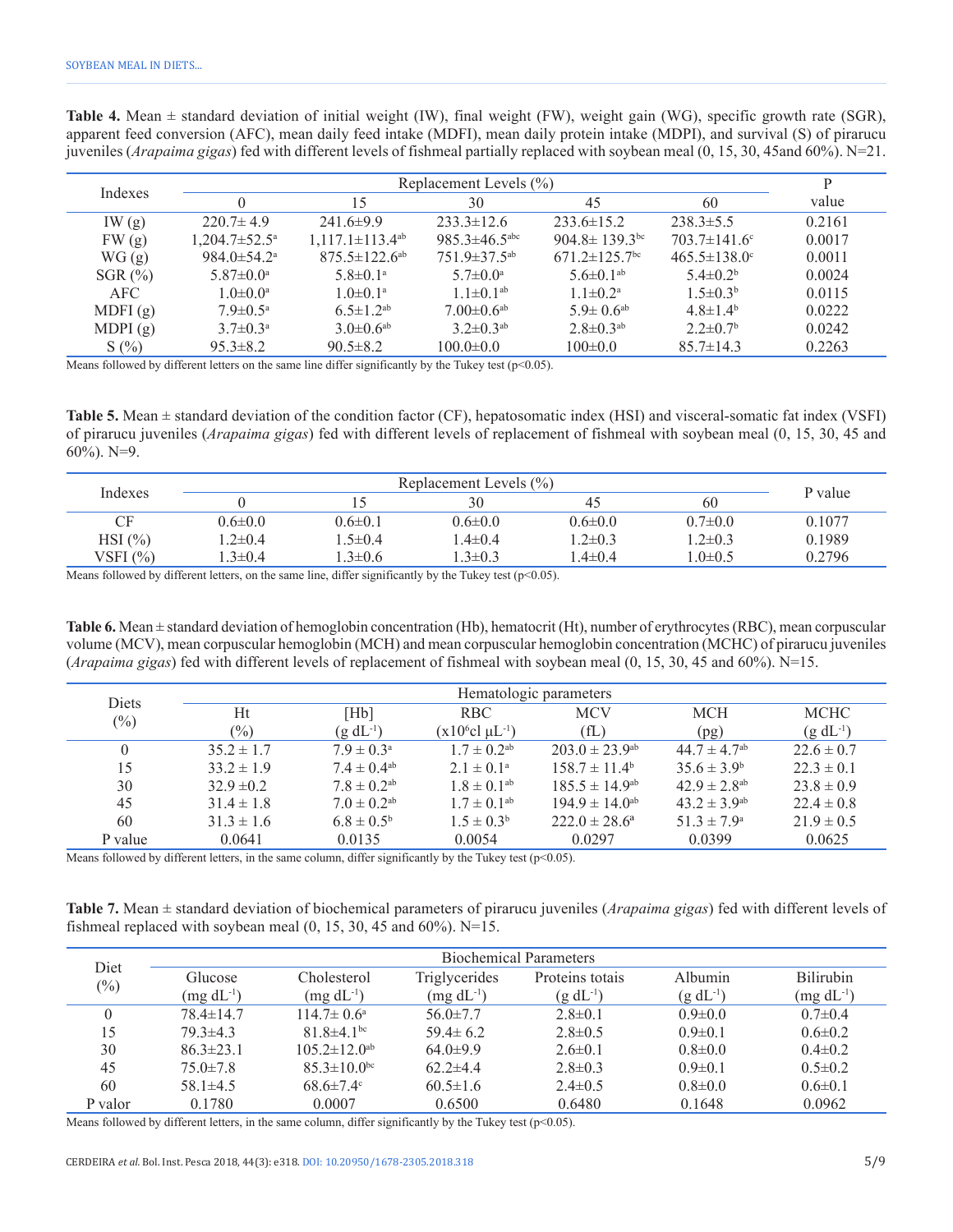**Table 4.** Mean ± standard deviation of initial weight (IW), final weight (FW), weight gain (WG), specific growth rate (SGR), apparent feed conversion (AFC), mean daily feed intake (MDFI), mean daily protein intake (MDPI), and survival (S) of pirarucu juveniles (*Arapaima gigas*) fed with different levels of fishmeal partially replaced with soybean meal (0, 15, 30, 45and 60%). N=21.

| Indexes | Replacement Levels (%) | | | | | P value |
|---|---|---|---|---|---|---|
| | 0 | 15 | 30 | 45 | 60 | |
| IW (g) | 220.7± 4.9 | 241.6±9.9 | 233.3±12.6 | 233.6±15.2 | 238.3±5.5 | 0.2161 |
| FW (g) | 1,204.7±52.5[a] | 1,117.1±113.4[ab] | 985.3±46.5[abc] | 904.8± 139.3[bc] | 703.7±141.6[c] | 0.0017 |
| WG (g) | 984.0±54.2[a] | 875.5±122.6[ab] | 751.9±37.5[ab] | 671.2±125.7[bc] | 465.5±138.0[c] | 0.0011 |
| SGR (%) | 5.87±0.0[a] | 5.8±0.1[a] | 5.7±0.0[a] | 5.6±0.1[ab] | 5.4±0.2[b] | 0.0024 |
| AFC | 1.0±0.0[a] | 1.0±0.1[a] | 1.1±0.1[ab] | 1.1±0.2[a] | 1.5±0.3[b] | 0.0115 |
| MDFI (g) | 7.9±0.5[a] | 6.5±1.2[ab] | 7.00±0.6[ab] | 5.9± 0.6[ab] | 4.8±1.4[b] | 0.0222 |
| MDPI (g) | 3.7±0.3[a] | 3.0±0.6[ab] | 3.2±0.3[ab] | 2.8±0.3[ab] | 2.2±0.7[b] | 0.0242 |
| S (%) | 95.3±8.2 | 90.5±8.2 | 100.0±0.0 | 100±0.0 | 85.7±14.3 | 0.2263 |

Means followed by different letters on the same line differ significantly by the Tukey test (p<0.05).

**Table 5.** Mean ± standard deviation of the condition factor (CF), hepatosomatic index (HSI) and visceral-somatic fat index (VSFI) of pirarucu juveniles (*Arapaima gigas*) fed with different levels of replacement of fishmeal with soybean meal (0, 15, 30, 45 and 60%). N=9.

| Indexes | Replacement Levels (%) | | | | | P value |
|---|---|---|---|---|---|---|
| | 0 | 15 | 30 | 45 | 60 | |
| CF | 0.6±0.0 | 0.6±0.1 | 0.6±0.0 | 0.6±0.0 | 0.7±0.0 | 0.1077 |
| HSI (%) | 1.2±0.4 | 1.5±0.4 | 1.4±0.4 | 1.2±0.3 | 1.2±0.3 | 0.1989 |
| VSFI (%) | 1.3±0.4 | 1.3±0.6 | 1.3±0.3 | 1.4±0.4 | 1.0±0.5 | 0.2796 |

Means followed by different letters, on the same line, differ significantly by the Tukey test (p<0.05).

**Table 6.** Mean ± standard deviation of hemoglobin concentration (Hb), hematocrit (Ht), number of erythrocytes (RBC), mean corpuscular volume (MCV), mean corpuscular hemoglobin (MCH) and mean corpuscular hemoglobin concentration (MCHC) of pirarucu juveniles (*Arapaima gigas*) fed with different levels of replacement of fishmeal with soybean meal (0, 15, 30, 45 and 60%). N=15.

| Diets (%) | Hematologic parameters | | | | | |
|---|---|---|---|---|---|---|
| | Ht (%) | [Hb] ($g\ dL^{-1}$) | RBC ($x10^6cl\ \mu L^{-1}$) | MCV (fL) | MCH (pg) | MCHC ($g\ dL^{-1}$) |
| 0 | 35.2 ± 1.7 | 7.9 ± 0.3[a] | 1.7 ± 0.2[ab] | 203.0 ± 23.9[ab] | 44.7 ± 4.7[ab] | 22.6 ± 0.7 |
| 15 | 33.2 ± 1.9 | 7.4 ± 0.4[ab] | 2.1 ± 0.1[a] | 158.7 ± 11.4[b] | 35.6 ± 3.9[b] | 22.3 ± 0.1 |
| 30 | 32.9 ±0.2 | 7.8 ± 0.2[ab] | 1.8 ± 0.1[ab] | 185.5 ± 14.9[ab] | 42.9 ± 2.8[ab] | 23.8 ± 0.9 |
| 45 | 31.4 ± 1.8 | 7.0 ± 0.2[ab] | 1.7 ± 0.1[ab] | 194.9 ± 14.0[ab] | 43.2 ± 3.9[ab] | 22.4 ± 0.8 |
| 60 | 31.3 ± 1.6 | 6.8 ± 0.5[b] | 1.5 ± 0.3[b] | 222.0 ± 28.6[a] | 51.3 ± 7.9[a] | 21.9 ± 0.5 |
| P value | 0.0641 | 0.0135 | 0.0054 | 0.0297 | 0.0399 | 0.0625 |

Means followed by different letters, in the same column, differ significantly by the Tukey test (p<0.05).

**Table 7.** Mean ± standard deviation of biochemical parameters of pirarucu juveniles (*Arapaima gigas*) fed with different levels of fishmeal replaced with soybean meal (0, 15, 30, 45 and 60%). N=15.

| Diet (%) | Biochemical Parameters | | | | | |
|---|---|---|---|---|---|---|
| | Glucose ($mg\ dL^{-1}$) | Cholesterol ($mg\ dL^{-1}$) | Triglycerides ($mg\ dL^{-1}$) | Proteins totais ($g\ dL^{-1}$) | Albumin ($g\ dL^{-1}$) | Bilirubin ($mg\ dL^{-1}$) |
| 0 | 78.4±14.7 | 114.7± 0.6[a] | 56.0±7.7 | 2.8±0.1 | 0.9±0.0 | 0.7±0.4 |
| 15 | 79.3±4.3 | 81.8±4.1[bc] | 59.4± 6.2 | 2.8±0.5 | 0.9±0.1 | 0.6±0.2 |
| 30 | 86.3±23.1 | 105.2±12.0[ab] | 64.0±9.9 | 2.6±0.1 | 0.8±0.0 | 0.4±0.2 |
| 45 | 75.0±7.8 | 85.3±10.0[bc] | 62.2±4.4 | 2.8±0.3 | 0.9±0.1 | 0.5±0.2 |
| 60 | 58.1±4.5 | 68.6±7.4[c] | 60.5±1.6 | 2.4±0.5 | 0.8±0.0 | 0.6±0.1 |
| P valor | 0.1780 | 0.0007 | 0.6500 | 0.6480 | 0.1648 | 0.0962 |

Means followed by different letters, in the same column, differ significantly by the Tukey test (p<0.05).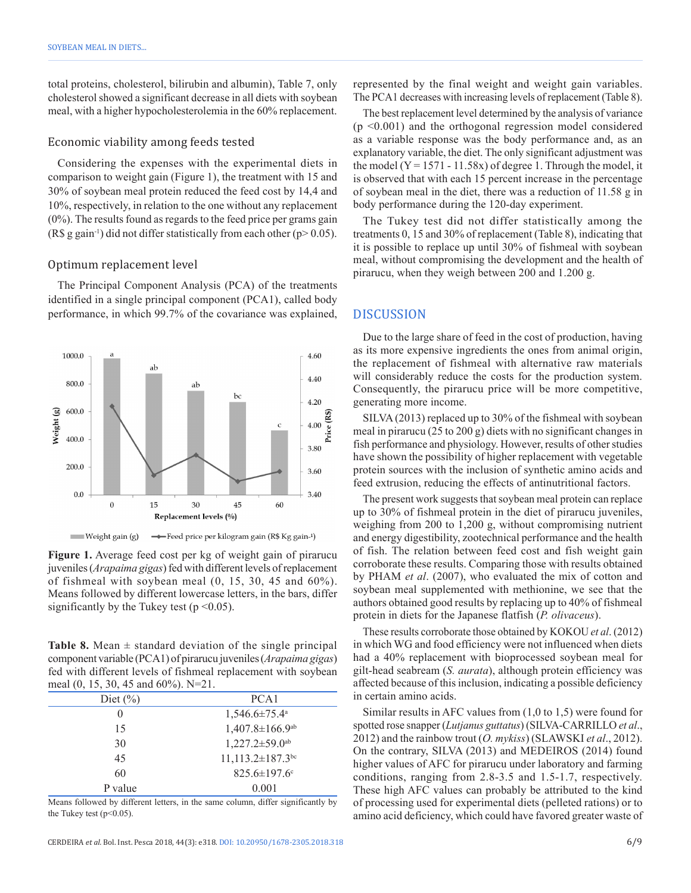total proteins, cholesterol, bilirubin and albumin), Table 7, only cholesterol showed a significant decrease in all diets with soybean meal, with a higher hypocholesterolemia in the 60% replacement.

### Economic viability among feeds tested

Considering the expenses with the experimental diets in comparison to weight gain (Figure 1), the treatment with 15 and 30% of soybean meal protein reduced the feed cost by 14,4 and 10%, respectively, in relation to the one without any replacement (0%). The results found as regards to the feed price per grams gain (R$ g gain$^{-1}$) did not differ statistically from each other ($p > 0.05$).

### Optimum replacement level

The Principal Component Analysis (PCA) of the treatments identified in a single principal component (PCA1), called body performance, in which 99.7% of the covariance was explained, represented by the final weight and weight gain variables. The PCA1 decreases with increasing levels of replacement (Table 8).

The best replacement level determined by the analysis of variance ($p < 0.001$) and the orthogonal regression model considered as a variable response was the body performance and, as an explanatory variable, the diet. The only significant adjustment was the model ($Y = 1571 - 11.58x$) of degree 1. Through the model, it is observed that with each 15 percent increase in the percentage of soybean meal in the diet, there was a reduction of 11.58 g in body performance during the 120-day experiment.

The Tukey test did not differ statistically among the treatments 0, 15 and 30% of replacement (Table 8), indicating that it is possible to replace up until 30% of fishmeal with soybean meal, without compromising the development and the health of pirarucu, when they weigh between 200 and 1.200 g.

**Figure 1.** Average feed cost per kg of weight gain of pirarucu juveniles (*Arapaima gigas*) fed with different levels of replacement of fishmeal with soybean meal (0, 15, 30, 45 and 60%). Means followed by different lowercase letters, in the bars, differ significantly by the Tukey test ($p < 0.05$).

**Table 8.** Mean ± standard deviation of the single principal component variable (PCA1) of pirarucu juveniles (*Arapaima gigas*) fed with different levels of fishmeal replacement with soybean meal (0, 15, 30, 45 and 60%). N=21.

| Diet (%) | PCA1 |
|---|---|
| 0 | 1,546.6±75.4$^{a}$ |
| 15 | 1,407.8±166.9$^{ab}$ |
| 30 | 1,227.2±59.0$^{ab}$ |
| 45 | 11,113.2±187.3$^{bc}$ |
| 60 | 825.6±197.6$^{c}$ |
| P value | 0.001 |

Means followed by different letters, in the same column, differ significantly by the Tukey test ($p < 0.05$).

## DISCUSSION

Due to the large share of feed in the cost of production, having as its more expensive ingredients the ones from animal origin, the replacement of fishmeal with alternative raw materials will considerably reduce the costs for the production system. Consequently, the pirarucu price will be more competitive, generating more income.

SILVA (2013) replaced up to 30% of the fishmeal with soybean meal in pirarucu (25 to 200 g) diets with no significant changes in fish performance and physiology. However, results of other studies have shown the possibility of higher replacement with vegetable protein sources with the inclusion of synthetic amino acids and feed extrusion, reducing the effects of antinutritional factors.

The present work suggests that soybean meal protein can replace up to 30% of fishmeal protein in the diet of pirarucu juveniles, weighing from 200 to 1,200 g, without compromising nutrient and energy digestibility, zootechnical performance and the health of fish. The relation between feed cost and fish weight gain corroborate these results. Comparing those with results obtained by PHAM *et al*. (2007), who evaluated the mix of cotton and soybean meal supplemented with methionine, we see that the authors obtained good results by replacing up to 40% of fishmeal protein in diets for the Japanese flatfish (*P. olivaceus*).

These results corroborate those obtained by KOKOU *et al*. (2012) in which WG and food efficiency were not influenced when diets had a 40% replacement with bioprocessed soybean meal for gilt-head seabream (*S. aurata*), although protein efficiency was affected because of this inclusion, indicating a possible deficiency in certain amino acids.

Similar results in AFC values from (1,0 to 1,5) were found for spotted rose snapper (*Lutjanus guttatus*) (SILVA-CARRILLO *et al*., 2012) and the rainbow trout (*O. mykiss*) (SLAWSKI *et al*., 2012). On the contrary, SILVA (2013) and MEDEIROS (2014) found higher values of AFC for pirarucu under laboratory and farming conditions, ranging from 2.8-3.5 and 1.5-1.7, respectively. These high AFC values can probably be attributed to the kind of processing used for experimental diets (pelleted rations) or to amino acid deficiency, which could have favored greater waste of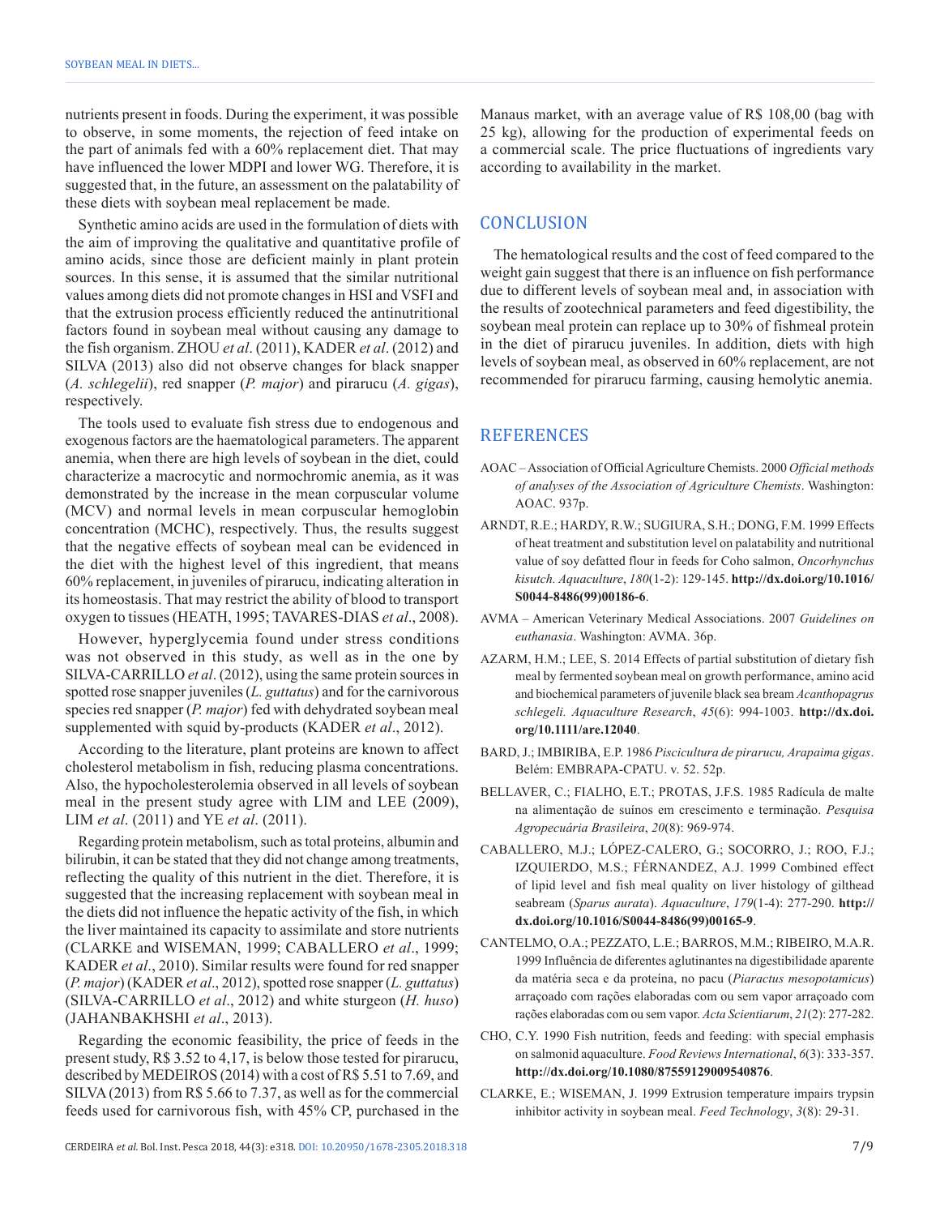nutrients present in foods. During the experiment, it was possible to observe, in some moments, the rejection of feed intake on the part of animals fed with a 60% replacement diet. That may have influenced the lower MDPI and lower WG. Therefore, it is suggested that, in the future, an assessment on the palatability of these diets with soybean meal replacement be made.

Synthetic amino acids are used in the formulation of diets with the aim of improving the qualitative and quantitative profile of amino acids, since those are deficient mainly in plant protein sources. In this sense, it is assumed that the similar nutritional values among diets did not promote changes in HSI and VSFI and that the extrusion process efficiently reduced the antinutritional factors found in soybean meal without causing any damage to the fish organism. ZHOU *et al*. (2011), KADER *et al*. (2012) and SILVA (2013) also did not observe changes for black snapper (*A. schlegelii*), red snapper (*P. major*) and pirarucu (*A. gigas*), respectively.

The tools used to evaluate fish stress due to endogenous and exogenous factors are the haematological parameters. The apparent anemia, when there are high levels of soybean in the diet, could characterize a macrocytic and normochromic anemia, as it was demonstrated by the increase in the mean corpuscular volume (MCV) and normal levels in mean corpuscular hemoglobin concentration (MCHC), respectively. Thus, the results suggest that the negative effects of soybean meal can be evidenced in the diet with the highest level of this ingredient, that means 60% replacement, in juveniles of pirarucu, indicating alteration in its homeostasis. That may restrict the ability of blood to transport oxygen to tissues (HEATH, 1995; TAVARES-DIAS *et al*., 2008).

However, hyperglycemia found under stress conditions was not observed in this study, as well as in the one by SILVA-CARRILLO *et al*. (2012), using the same protein sources in spotted rose snapper juveniles (*L. guttatus*) and for the carnivorous species red snapper (*P. major*) fed with dehydrated soybean meal supplemented with squid by-products (KADER *et al*., 2012).

According to the literature, plant proteins are known to affect cholesterol metabolism in fish, reducing plasma concentrations. Also, the hypocholesterolemia observed in all levels of soybean meal in the present study agree with LIM and LEE (2009), LIM *et al*. (2011) and YE *et al*. (2011).

Regarding protein metabolism, such as total proteins, albumin and bilirubin, it can be stated that they did not change among treatments, reflecting the quality of this nutrient in the diet. Therefore, it is suggested that the increasing replacement with soybean meal in the diets did not influence the hepatic activity of the fish, in which the liver maintained its capacity to assimilate and store nutrients (CLARKE and WISEMAN, 1999; CABALLERO *et al*., 1999; KADER *et al*., 2010). Similar results were found for red snapper (*P. major*) (KADER *et al*., 2012), spotted rose snapper (*L. guttatus*) (SILVA-CARRILLO *et al*., 2012) and white sturgeon (*H. huso*) (JAHANBAKHSHI *et al*., 2013).

Regarding the economic feasibility, the price of feeds in the present study, R$ 3.52 to 4,17, is below those tested for pirarucu, described by MEDEIROS (2014) with a cost of R$ 5.51 to 7.69, and SILVA (2013) from R$ 5.66 to 7.37, as well as for the commercial feeds used for carnivorous fish, with 45% CP, purchased in the Manaus market, with an average value of R$ 108,00 (bag with 25 kg), allowing for the production of experimental feeds on a commercial scale. The price fluctuations of ingredients vary according to availability in the market.

## CONCLUSION

The hematological results and the cost of feed compared to the weight gain suggest that there is an influence on fish performance due to different levels of soybean meal and, in association with the results of zootechnical parameters and feed digestibility, the soybean meal protein can replace up to 30% of fishmeal protein in the diet of pirarucu juveniles. In addition, diets with high levels of soybean meal, as observed in 60% replacement, are not recommended for pirarucu farming, causing hemolytic anemia.

## REFERENCES

AOAC – Association of Official Agriculture Chemists. 2000 *Official methods of analyses of the Association of Agriculture Chemists*. Washington: AOAC. 937p.

ARNDT, R.E.; HARDY, R.W.; SUGIURA, S.H.; DONG, F.M. 1999 Effects of heat treatment and substitution level on palatability and nutritional value of soy defatted flour in feeds for Coho salmon, *Oncorhynchus kisutch*. *Aquaculture*, *180*(1-2): 129-145. **http://dx.doi.org/10.1016/S0044-8486(99)00186-6**.

AVMA – American Veterinary Medical Associations. 2007 *Guidelines on euthanasia*. Washington: AVMA. 36p.

AZARM, H.M.; LEE, S. 2014 Effects of partial substitution of dietary fish meal by fermented soybean meal on growth performance, amino acid and biochemical parameters of juvenile black sea bream *Acanthopagrus schlegeli*. *Aquaculture Research*, *45*(6): 994-1003. **http://dx.doi.org/10.1111/are.12040**.

BARD, J.; IMBIRIBA, E.P. 1986 *Piscicultura de pirarucu, Arapaima gigas*. Belém: EMBRAPA-CPATU. v. 52. 52p.

BELLAVER, C.; FIALHO, E.T.; PROTAS, J.F.S. 1985 Radícula de malte na alimentação de suínos em crescimento e terminação. *Pesquisa Agropecuária Brasileira*, *20*(8): 969-974.

CABALLERO, M.J.; LÓPEZ-CALERO, G.; SOCORRO, J.; ROO, F.J.; IZQUIERDO, M.S.; FÉRNANDEZ, A.J. 1999 Combined effect of lipid level and fish meal quality on liver histology of gilthead seabream (*Sparus aurata*). *Aquaculture*, *179*(1-4): 277-290. **http://dx.doi.org/10.1016/S0044-8486(99)00165-9**.

CANTELMO, O.A.; PEZZATO, L.E.; BARROS, M.M.; RIBEIRO, M.A.R. 1999 Influência de diferentes aglutinantes na digestibilidade aparente da matéria seca e da proteína, no pacu (*Piaractus mesopotamicus*) arraçoado com rações elaboradas com ou sem vapor arraçoado com rações elaboradas com ou sem vapor. *Acta Scientiarum*, *21*(2): 277-282.

CHO, C.Y. 1990 Fish nutrition, feeds and feeding: with special emphasis on salmonid aquaculture. *Food Reviews International*, *6*(3): 333-357. **http://dx.doi.org/10.1080/87559129009540876**.

CLARKE, E.; WISEMAN, J. 1999 Extrusion temperature impairs trypsin inhibitor activity in soybean meal. *Feed Technology*, *3*(8): 29-31.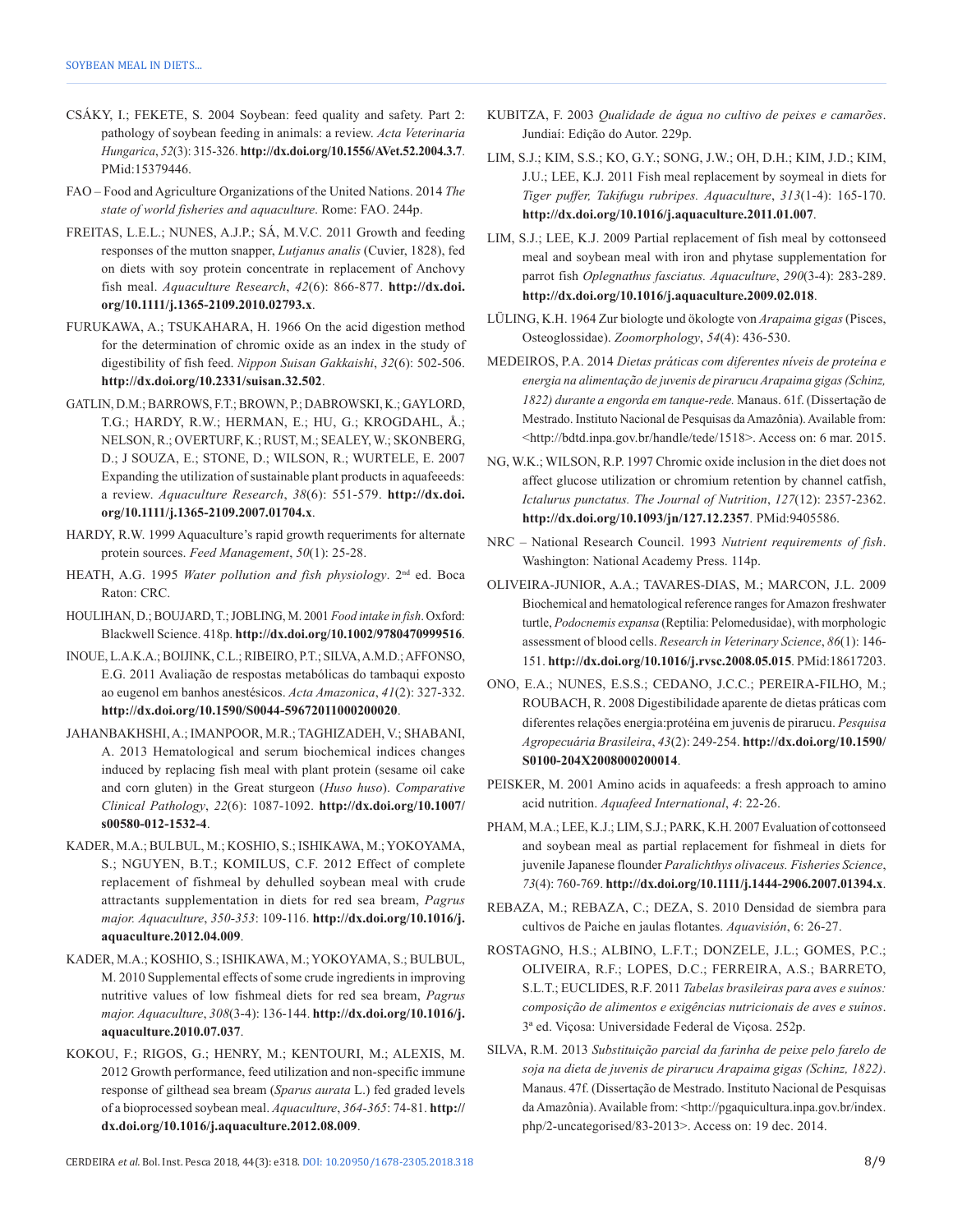CSÁKY, I.; FEKETE, S. 2004 Soybean: feed quality and safety. Part 2: pathology of soybean feeding in animals: a review. *Acta Veterinaria Hungarica*, *52*(3): 315-326. **http://dx.doi.org/10.1556/AVet.52.2004.3.7**. PMid:15379446.

FAO – Food and Agriculture Organizations of the United Nations. 2014 *The state of world fisheries and aquaculture*. Rome: FAO. 244p.

FREITAS, L.E.L.; NUNES, A.J.P.; SÁ, M.V.C. 2011 Growth and feeding responses of the mutton snapper, *Lutjanus analis* (Cuvier, 1828), fed on diets with soy protein concentrate in replacement of Anchovy fish meal. *Aquaculture Research*, *42*(6): 866-877. **http://dx.doi.org/10.1111/j.1365-2109.2010.02793.x**.

FURUKAWA, A.; TSUKAHARA, H. 1966 On the acid digestion method for the determination of chromic oxide as an index in the study of digestibility of fish feed. *Nippon Suisan Gakkaishi*, *32*(6): 502-506. **http://dx.doi.org/10.2331/suisan.32.502**.

GATLIN, D.M.; BARROWS, F.T.; BROWN, P.; DABROWSKI, K.; GAYLORD, T.G.; HARDY, R.W.; HERMAN, E.; HU, G.; KROGDAHL, Å.; NELSON, R.; OVERTURF, K.; RUST, M.; SEALEY, W.; SKONBERG, D.; J SOUZA, E.; STONE, D.; WILSON, R.; WURTELE, E. 2007 Expanding the utilization of sustainable plant products in aquafeeeds: a review. *Aquaculture Research*, *38*(6): 551-579. **http://dx.doi.org/10.1111/j.1365-2109.2007.01704.x**.

HARDY, R.W. 1999 Aquaculture's rapid growth requeriments for alternate protein sources. *Feed Management*, *50*(1): 25-28.

HEATH, A.G. 1995 *Water pollution and fish physiology*. 2nd ed. Boca Raton: CRC.

HOULIHAN, D.; BOUJARD, T.; JOBLING, M. 2001 *Food intake in fish*. Oxford: Blackwell Science. 418p. **http://dx.doi.org/10.1002/9780470999516**.

INOUE, L.A.K.A.; BOIJINK, C.L.; RIBEIRO, P.T.; SILVA, A.M.D.; AFFONSO, E.G. 2011 Avaliação de respostas metabólicas do tambaqui exposto ao eugenol em banhos anestésicos. *Acta Amazonica*, *41*(2): 327-332. **http://dx.doi.org/10.1590/S0044-59672011000200020**.

JAHANBAKHSHI, A.; IMANPOOR, M.R.; TAGHIZADEH, V.; SHABANI, A. 2013 Hematological and serum biochemical indices changes induced by replacing fish meal with plant protein (sesame oil cake and corn gluten) in the Great sturgeon (*Huso huso*). *Comparative Clinical Pathology*, *22*(6): 1087-1092. **http://dx.doi.org/10.1007/s00580-012-1532-4**.

KADER, M.A.; BULBUL, M.; KOSHIO, S.; ISHIKAWA, M.; YOKOYAMA, S.; NGUYEN, B.T.; KOMILUS, C.F. 2012 Effect of complete replacement of fishmeal by dehulled soybean meal with crude attractants supplementation in diets for red sea bream, *Pagrus major. Aquaculture*, *350-353*: 109-116. **http://dx.doi.org/10.1016/j.aquaculture.2012.04.009**.

KADER, M.A.; KOSHIO, S.; ISHIKAWA, M.; YOKOYAMA, S.; BULBUL, M. 2010 Supplemental effects of some crude ingredients in improving nutritive values of low fishmeal diets for red sea bream, *Pagrus major. Aquaculture*, *308*(3-4): 136-144. **http://dx.doi.org/10.1016/j.aquaculture.2010.07.037**.

KOKOU, F.; RIGOS, G.; HENRY, M.; KENTOURI, M.; ALEXIS, M. 2012 Growth performance, feed utilization and non-specific immune response of gilthead sea bream (*Sparus aurata* L.) fed graded levels of a bioprocessed soybean meal. *Aquaculture*, *364-365*: 74-81. **http://dx.doi.org/10.1016/j.aquaculture.2012.08.009**.

KUBITZA, F. 2003 *Qualidade de água no cultivo de peixes e camarões*. Jundiaí: Edição do Autor. 229p.

LIM, S.J.; KIM, S.S.; KO, G.Y.; SONG, J.W.; OH, D.H.; KIM, J.D.; KIM, J.U.; LEE, K.J. 2011 Fish meal replacement by soymeal in diets for *Tiger puffer, Takifugu rubripes. Aquaculture*, *313*(1-4): 165-170. **http://dx.doi.org/10.1016/j.aquaculture.2011.01.007**.

LIM, S.J.; LEE, K.J. 2009 Partial replacement of fish meal by cottonseed meal and soybean meal with iron and phytase supplementation for parrot fish *Oplegnathus fasciatus. Aquaculture*, *290*(3-4): 283-289. **http://dx.doi.org/10.1016/j.aquaculture.2009.02.018**.

LÜLING, K.H. 1964 Zur biologte und ökologte von *Arapaima gigas* (Pisces, Osteoglossidae). *Zoomorphology*, *54*(4): 436-530.

MEDEIROS, P.A. 2014 *Dietas práticas com diferentes níveis de proteína e energia na alimentação de juvenis de pirarucu Arapaima gigas (Schinz, 1822) durante a engorda em tanque-rede.* Manaus. 61f. (Dissertação de Mestrado. Instituto Nacional de Pesquisas da Amazônia). Available from: <http://bdtd.inpa.gov.br/handle/tede/1518>. Access on: 6 mar. 2015.

NG, W.K.; WILSON, R.P. 1997 Chromic oxide inclusion in the diet does not affect glucose utilization or chromium retention by channel catfish, *Ictalurus punctatus. The Journal of Nutrition*, *127*(12): 2357-2362. **http://dx.doi.org/10.1093/jn/127.12.2357**. PMid:9405586.

NRC – National Research Council. 1993 *Nutrient requirements of fish*. Washington: National Academy Press. 114p.

OLIVEIRA-JUNIOR, A.A.; TAVARES-DIAS, M.; MARCON, J.L. 2009 Biochemical and hematological reference ranges for Amazon freshwater turtle, *Podocnemis expansa* (Reptilia: Pelomedusidae), with morphologic assessment of blood cells. *Research in Veterinary Science*, *86*(1): 146-151. **http://dx.doi.org/10.1016/j.rvsc.2008.05.015**. PMid:18617203.

ONO, E.A.; NUNES, E.S.S.; CEDANO, J.C.C.; PEREIRA-FILHO, M.; ROUBACH, R. 2008 Digestibilidade aparente de dietas práticas com diferentes relações energia:proteína em juvenis de pirarucu. *Pesquisa Agropecuária Brasileira*, *43*(2): 249-254. **http://dx.doi.org/10.1590/S0100-204X2008000200014**.

PEISKER, M. 2001 Amino acids in aquafeeds: a fresh approach to amino acid nutrition. *Aquafeed International*, *4*: 22-26.

PHAM, M.A.; LEE, K.J.; LIM, S.J.; PARK, K.H. 2007 Evaluation of cottonseed and soybean meal as partial replacement for fishmeal in diets for juvenile Japanese flounder *Paralichthys olivaceus. Fisheries Science*, *73*(4): 760-769. **http://dx.doi.org/10.1111/j.1444-2906.2007.01394.x**.

REBAZA, M.; REBAZA, C.; DEZA, S. 2010 Densidad de siembra para cultivos de Paiche en jaulas flotantes. *Aquavisión*, 6: 26-27.

ROSTAGNO, H.S.; ALBINO, L.F.T.; DONZELE, J.L.; GOMES, P.C.; OLIVEIRA, R.F.; LOPES, D.C.; FERREIRA, A.S.; BARRETO, S.L.T.; EUCLIDES, R.F. 2011 *Tabelas brasileiras para aves e suínos: composição de alimentos e exigências nutricionais de aves e suínos*. 3ª ed. Viçosa: Universidade Federal de Viçosa. 252p.

SILVA, R.M. 2013 *Substituição parcial da farinha de peixe pelo farelo de soja na dieta de juvenis de pirarucu Arapaima gigas (Schinz, 1822)*. Manaus. 47f. (Dissertação de Mestrado. Instituto Nacional de Pesquisas da Amazônia). Available from: <http://pgaquicultura.inpa.gov.br/index.php/2-uncategorised/83-2013>. Access on: 19 dec. 2014.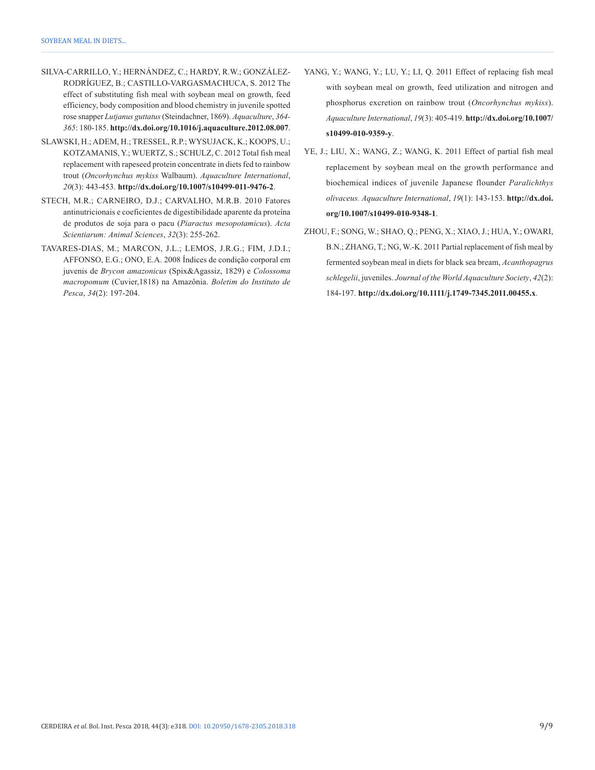SILVA-CARRILLO, Y.; HERNÁNDEZ, C.; HARDY, R.W.; GONZÁLEZ-RODRÍGUEZ, B.; CASTILLO-VARGASMACHUCA, S. 2012 The effect of substituting fish meal with soybean meal on growth, feed efficiency, body composition and blood chemistry in juvenile spotted rose snapper *Lutjanus guttatus* (Steindachner, 1869). *Aquaculture*, *364-365*: 180-185. **http://dx.doi.org/10.1016/j.aquaculture.2012.08.007**.

SLAWSKI, H.; ADEM, H.; TRESSEL, R.P.; WYSUJACK, K.; KOOPS, U.; KOTZAMANIS, Y.; WUERTZ, S.; SCHULZ, C. 2012 Total fish meal replacement with rapeseed protein concentrate in diets fed to rainbow trout (*Oncorhynchus mykiss* Walbaum). *Aquaculture International*, *20*(3): 443-453. **http://dx.doi.org/10.1007/s10499-011-9476-2**.

STECH, M.R.; CARNEIRO, D.J.; CARVALHO, M.R.B. 2010 Fatores antinutricionais e coeficientes de digestibilidade aparente da proteína de produtos de soja para o pacu (*Piaractus mesopotamicus*). *Acta Scientiarum: Animal Sciences*, *32*(3): 255-262.

TAVARES-DIAS, M.; MARCON, J.L.; LEMOS, J.R.G.; FIM, J.D.I.; AFFONSO, E.G.; ONO, E.A. 2008 Índices de condição corporal em juvenis de *Brycon amazonicus* (Spix&Agassiz, 1829) e *Colossoma macropomum* (Cuvier,1818) na Amazônia. *Boletim do Instituto de Pesca*, *34*(2): 197-204.

YANG, Y.; WANG, Y.; LU, Y.; LI, Q. 2011 Effect of replacing fish meal with soybean meal on growth, feed utilization and nitrogen and phosphorus excretion on rainbow trout (*Oncorhynchus mykiss*). *Aquaculture International*, *19*(3): 405-419. **http://dx.doi.org/10.1007/s10499-010-9359-y**.

YE, J.; LIU, X.; WANG, Z.; WANG, K. 2011 Effect of partial fish meal replacement by soybean meal on the growth performance and biochemical indices of juvenile Japanese flounder *Paralichthys olivaceus. Aquaculture International*, *19*(1): 143-153. **http://dx.doi.org/10.1007/s10499-010-9348-1**.

ZHOU, F.; SONG, W.; SHAO, Q.; PENG, X.; XIAO, J.; HUA, Y.; OWARI, B.N.; ZHANG, T.; NG, W.-K. 2011 Partial replacement of fish meal by fermented soybean meal in diets for black sea bream, *Acanthopagrus schlegelii*, juveniles. *Journal of the World Aquaculture Society*, *42*(2): 184-197. **http://dx.doi.org/10.1111/j.1749-7345.2011.00455.x**.